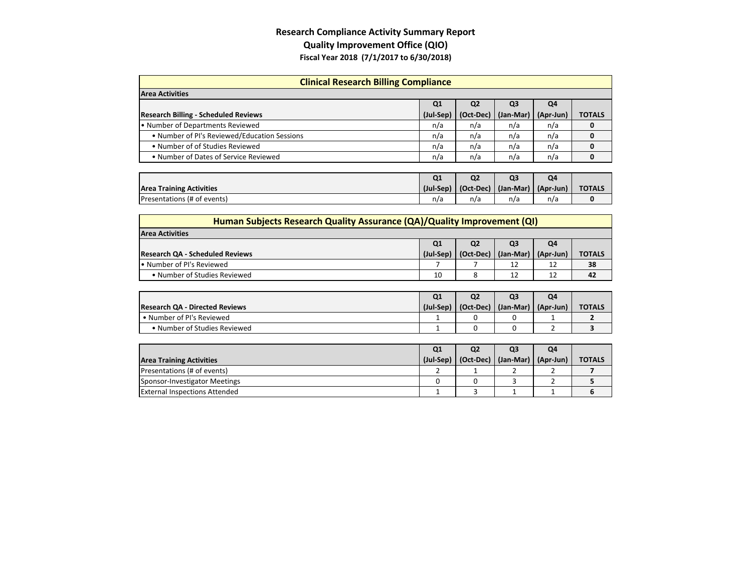# Research Compliance Activity Summary Report

## Quality Improvement Office (QIO)

### Fiscal Year 2018 (7/1/2017 to 6/30/2018)

## Clinical Research Billing Compliance

**Area Activities**

| Research Billing - Scheduled Reviews | Q1 (Jul-Sep) | Q2 (Oct-Dec) | Q3 (Jan-Mar) | Q4 (Apr-Jun) | TOTALS |
|---|---|---|---|---|---|
| • Number of Departments Reviewed | n/a | n/a | n/a | n/a | **0** |
| • Number of PI's Reviewed/Education Sessions | n/a | n/a | n/a | n/a | **0** |
| • Number of of Studies Reviewed | n/a | n/a | n/a | n/a | **0** |
| • Number of Dates of Service Reviewed | n/a | n/a | n/a | n/a | **0** |

| Area Training Activities | Q1 (Jul-Sep) | Q2 (Oct-Dec) | Q3 (Jan-Mar) | Q4 (Apr-Jun) | TOTALS |
|---|---|---|---|---|---|
| Presentations (# of events) | n/a | n/a | n/a | n/a | **0** |

## Human Subjects Research Quality Assurance (QA)/Quality Improvement (QI)

**Area Activities**

| Research QA - Scheduled Reviews | Q1 (Jul-Sep) | Q2 (Oct-Dec) | Q3 (Jan-Mar) | Q4 (Apr-Jun) | TOTALS |
|---|---|---|---|---|---|
| • Number of PI's Reviewed | 7 | 7 | 12 | 12 | **38** |
| • Number of Studies Reviewed | 10 | 8 | 12 | 12 | **42** |

| Research QA - Directed Reviews | Q1 (Jul-Sep) | Q2 (Oct-Dec) | Q3 (Jan-Mar) | Q4 (Apr-Jun) | TOTALS |
|---|---|---|---|---|---|
| • Number of PI's Reviewed | 1 | 0 | 0 | 1 | **2** |
| • Number of Studies Reviewed | 1 | 0 | 0 | 2 | **3** |

| Area Training Activities | Q1 (Jul-Sep) | Q2 (Oct-Dec) | Q3 (Jan-Mar) | Q4 (Apr-Jun) | TOTALS |
|---|---|---|---|---|---|
| Presentations (# of events) | 2 | 1 | 2 | 2 | **7** |
| Sponsor-Investigator Meetings | 0 | 0 | 3 | 2 | **5** |
| External Inspections Attended | 1 | 3 | 1 | 1 | **6** |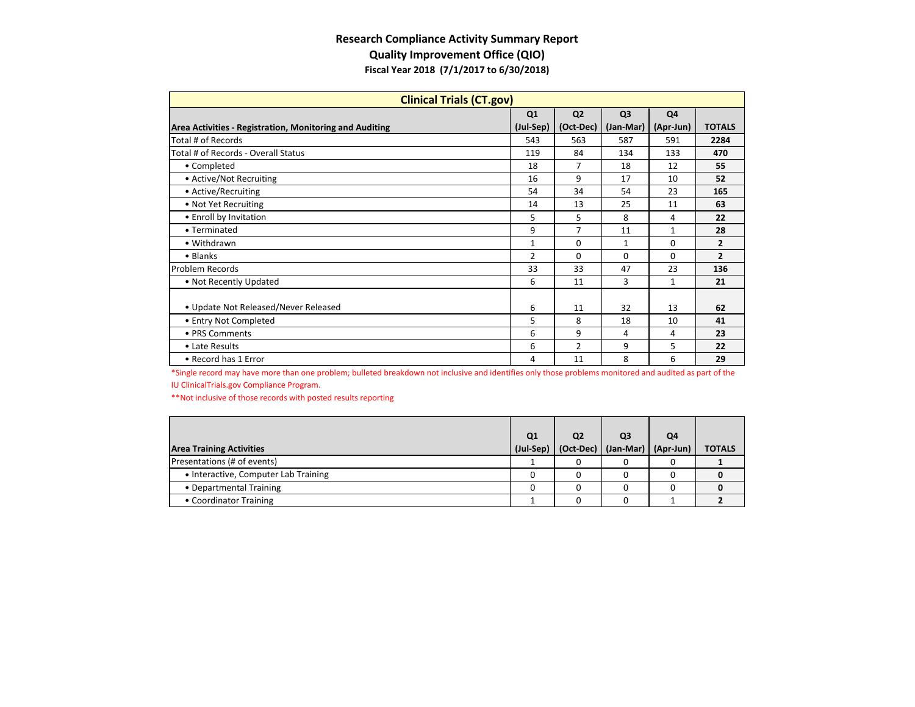# Research Compliance Activity Summary Report
## Quality Improvement Office (QIO)
### Fiscal Year 2018 (7/1/2017 to 6/30/2018)

| Clinical Trials (CT.gov) | | | | | |
|---|---|---|---|---|---|
| **Area Activities - Registration, Monitoring and Auditing** | **Q1 (Jul-Sep)** | **Q2 (Oct-Dec)** | **Q3 (Jan-Mar)** | **Q4 (Apr-Jun)** | **TOTALS** |
| Total # of Records | 543 | 563 | 587 | 591 | **2284** |
| Total # of Records - Overall Status | 119 | 84 | 134 | 133 | **470** |
| • Completed | 18 | 7 | 18 | 12 | **55** |
| • Active/Not Recruiting | 16 | 9 | 17 | 10 | **52** |
| • Active/Recruiting | 54 | 34 | 54 | 23 | **165** |
| • Not Yet Recruiting | 14 | 13 | 25 | 11 | **63** |
| • Enroll by Invitation | 5 | 5 | 8 | 4 | **22** |
| • Terminated | 9 | 7 | 11 | 1 | **28** |
| • Withdrawn | 1 | 0 | 1 | 0 | **2** |
| • Blanks | 2 | 0 | 0 | 0 | **2** |
| Problem Records | 33 | 33 | 47 | 23 | **136** |
| • Not Recently Updated | 6 | 11 | 3 | 1 | **21** |
| • Update Not Released/Never Released | 6 | 11 | 32 | 13 | **62** |
| • Entry Not Completed | 5 | 8 | 18 | 10 | **41** |
| • PRS Comments | 6 | 9 | 4 | 4 | **23** |
| • Late Results | 6 | 2 | 9 | 5 | **22** |
| • Record has 1 Error | 4 | 11 | 8 | 6 | **29** |

*Single record may have more than one problem; bulleted breakdown not inclusive and identifies only those problems monitored and audited as part of the IU ClinicalTrials.gov Compliance Program.

**Not inclusive of those records with posted results reporting

| Area Training Activities | Q1 (Jul-Sep) | Q2 (Oct-Dec) | Q3 (Jan-Mar) | Q4 (Apr-Jun) | TOTALS |
|---|---|---|---|---|---|
| Presentations (# of events) | 1 | 0 | 0 | 0 | **1** |
| • Interactive, Computer Lab Training | 0 | 0 | 0 | 0 | **0** |
| • Departmental Training | 0 | 0 | 0 | 0 | **0** |
| • Coordinator Training | 1 | 0 | 0 | 1 | **2** |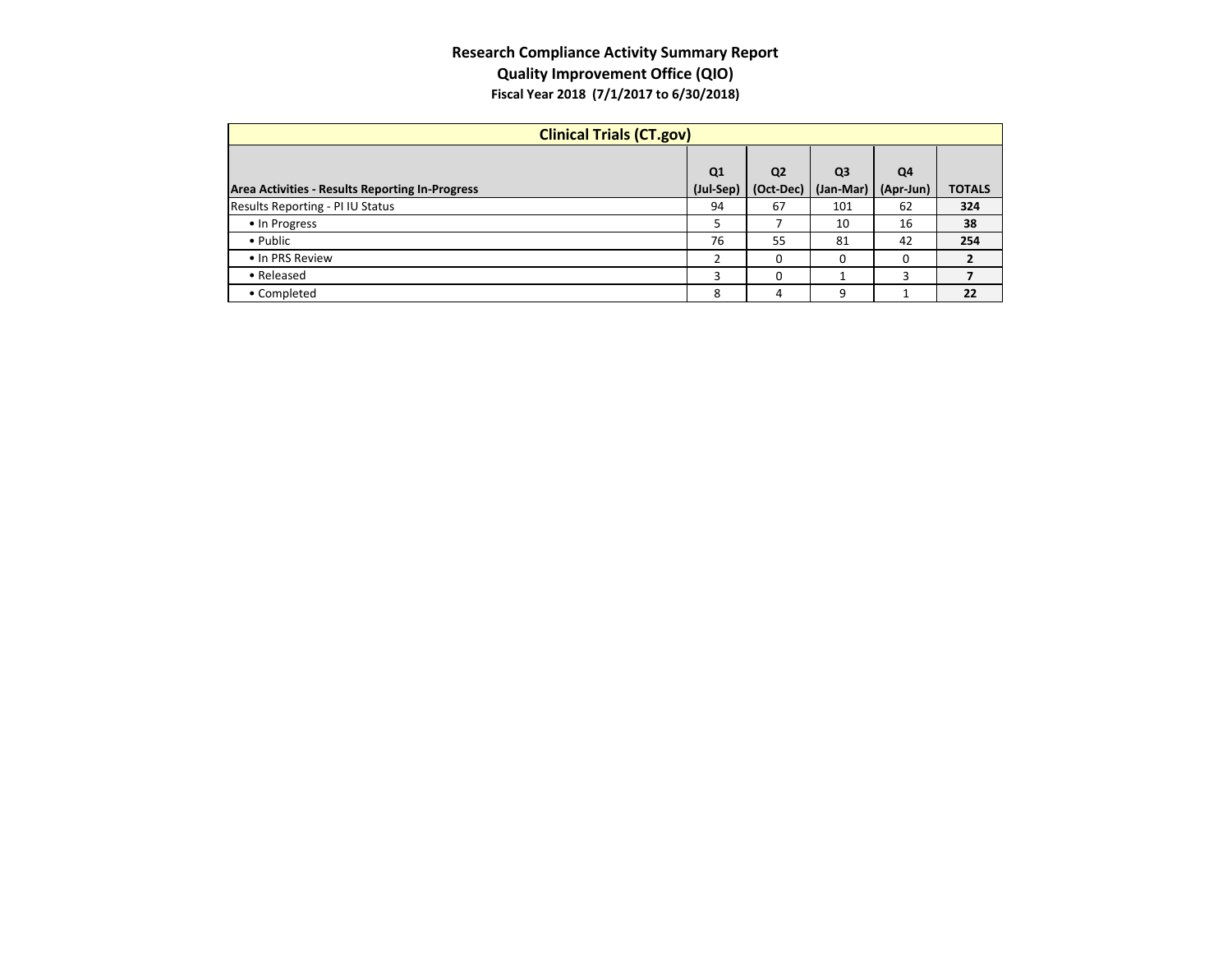**Research Compliance Activity Summary Report**
**Quality Improvement Office (QIO)**
**Fiscal Year 2018 (7/1/2017 to 6/30/2018)**

| Clinical Trials (CT.gov) | | | | | |
|---|---|---|---|---|---|
| **Area Activities - Results Reporting In-Progress** | **Q1 (Jul-Sep)** | **Q2 (Oct-Dec)** | **Q3 (Jan-Mar)** | **Q4 (Apr-Jun)** | **TOTALS** |
| Results Reporting - PI IU Status | 94 | 67 | 101 | 62 | **324** |
| • In Progress | 5 | 7 | 10 | 16 | **38** |
| • Public | 76 | 55 | 81 | 42 | **254** |
| • In PRS Review | 2 | 0 | 0 | 0 | **2** |
| • Released | 3 | 0 | 1 | 3 | **7** |
| • Completed | 8 | 4 | 9 | 1 | **22** |